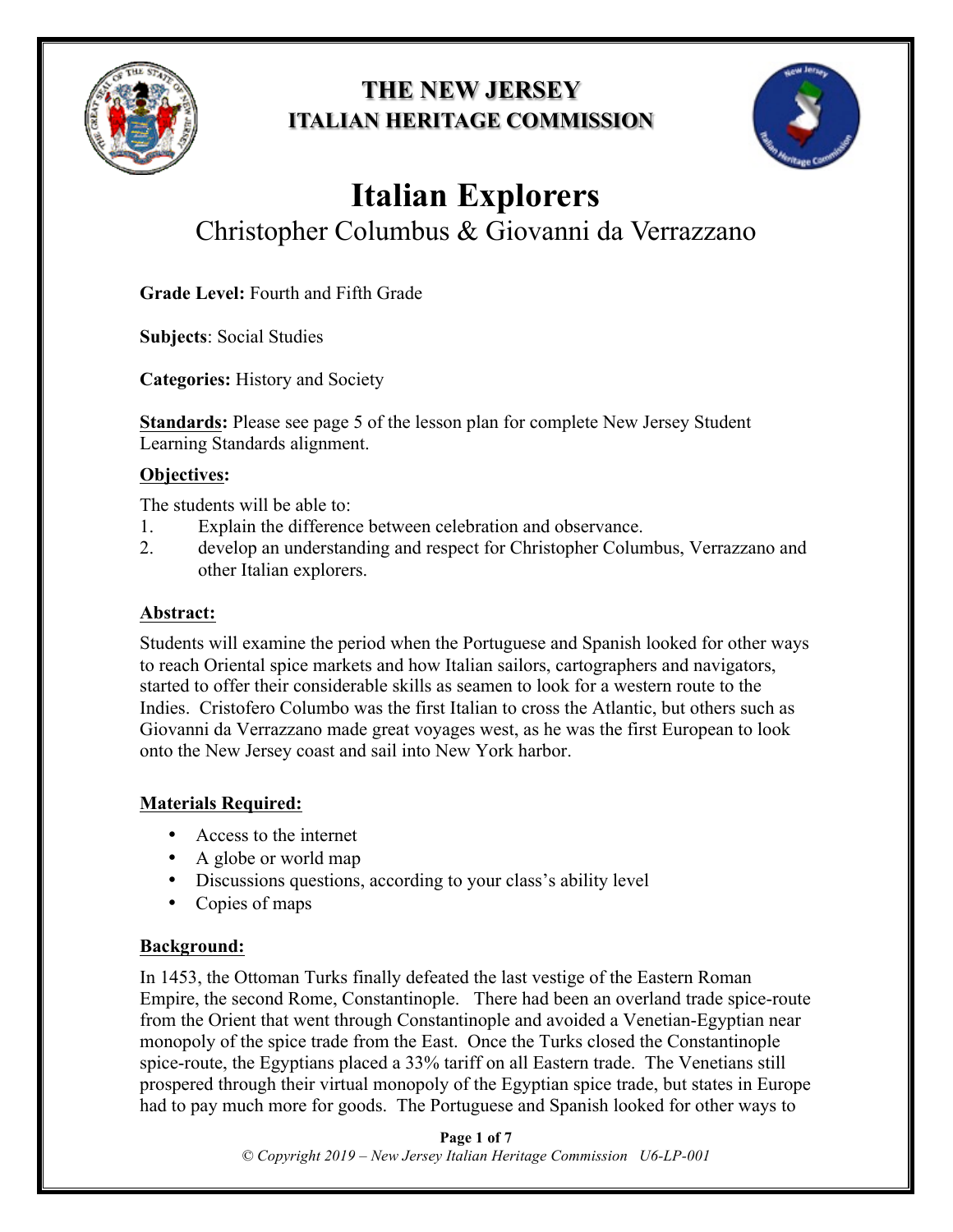# THE NEW JERSEY ITALIAN HERITAGE COMMISSION

# Italian Explorers

## Christopher Columbus & Giovanni da Verrazzano

**Grade Level:** Fourth and Fifth Grade

**Subjects**: Social Studies

**Categories:** History and Society

**Standards:** Please see page 5 of the lesson plan for complete New Jersey Student Learning Standards alignment.

**Objectives:**

The students will be able to:

1. Explain the difference between celebration and observance.
2. develop an understanding and respect for Christopher Columbus, Verrazzano and other Italian explorers.

**Abstract:**

Students will examine the period when the Portuguese and Spanish looked for other ways to reach Oriental spice markets and how Italian sailors, cartographers and navigators, started to offer their considerable skills as seamen to look for a western route to the Indies. Cristofero Columbo was the first Italian to cross the Atlantic, but others such as Giovanni da Verrazzano made great voyages west, as he was the first European to look onto the New Jersey coast and sail into New York harbor.

**Materials Required:**

- Access to the internet
- A globe or world map
- Discussions questions, according to your class's ability level
- Copies of maps

**Background:**

In 1453, the Ottoman Turks finally defeated the last vestige of the Eastern Roman Empire, the second Rome, Constantinople. There had been an overland trade spice-route from the Orient that went through Constantinople and avoided a Venetian-Egyptian near monopoly of the spice trade from the East. Once the Turks closed the Constantinople spice-route, the Egyptians placed a 33% tariff on all Eastern trade. The Venetians still prospered through their virtual monopoly of the Egyptian spice trade, but states in Europe had to pay much more for goods. The Portuguese and Spanish looked for other ways to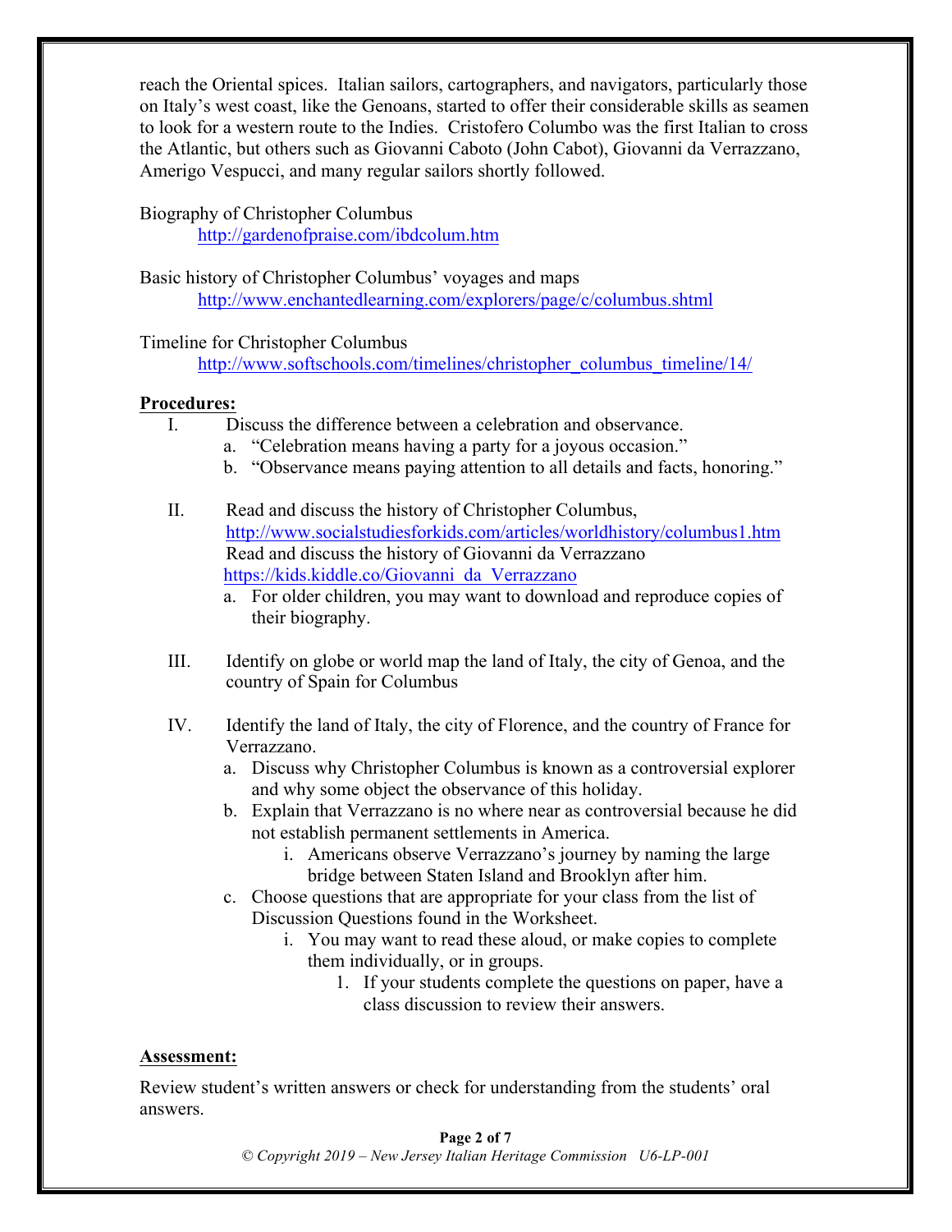reach the Oriental spices. Italian sailors, cartographers, and navigators, particularly those on Italy's west coast, like the Genoans, started to offer their considerable skills as seamen to look for a western route to the Indies. Cristofero Columbo was the first Italian to cross the Atlantic, but others such as Giovanni Caboto (John Cabot), Giovanni da Verrazzano, Amerigo Vespucci, and many regular sailors shortly followed.

Biography of Christopher Columbus
http://gardenofpraise.com/ibdcolum.htm

Basic history of Christopher Columbus' voyages and maps
http://www.enchantedlearning.com/explorers/page/c/columbus.shtml

Timeline for Christopher Columbus
http://www.softschools.com/timelines/christopher_columbus_timeline/14/

**Procedures:**

I. Discuss the difference between a celebration and observance.
   a. "Celebration means having a party for a joyous occasion."
   b. "Observance means paying attention to all details and facts, honoring."

II. Read and discuss the history of Christopher Columbus, http://www.socialstudiesforkids.com/articles/worldhistory/columbus1.htm
   Read and discuss the history of Giovanni da Verrazzano https://kids.kiddle.co/Giovanni_da_Verrazzano
   a. For older children, you may want to download and reproduce copies of their biography.

III. Identify on globe or world map the land of Italy, the city of Genoa, and the country of Spain for Columbus

IV. Identify the land of Italy, the city of Florence, and the country of France for Verrazzano.
   a. Discuss why Christopher Columbus is known as a controversial explorer and why some object the observance of this holiday.
   b. Explain that Verrazzano is no where near as controversial because he did not establish permanent settlements in America.
      i. Americans observe Verrazzano's journey by naming the large bridge between Staten Island and Brooklyn after him.
   c. Choose questions that are appropriate for your class from the list of Discussion Questions found in the Worksheet.
      i. You may want to read these aloud, or make copies to complete them individually, or in groups.
         1. If your students complete the questions on paper, have a class discussion to review their answers.

**Assessment:**

Review student's written answers or check for understanding from the students' oral answers.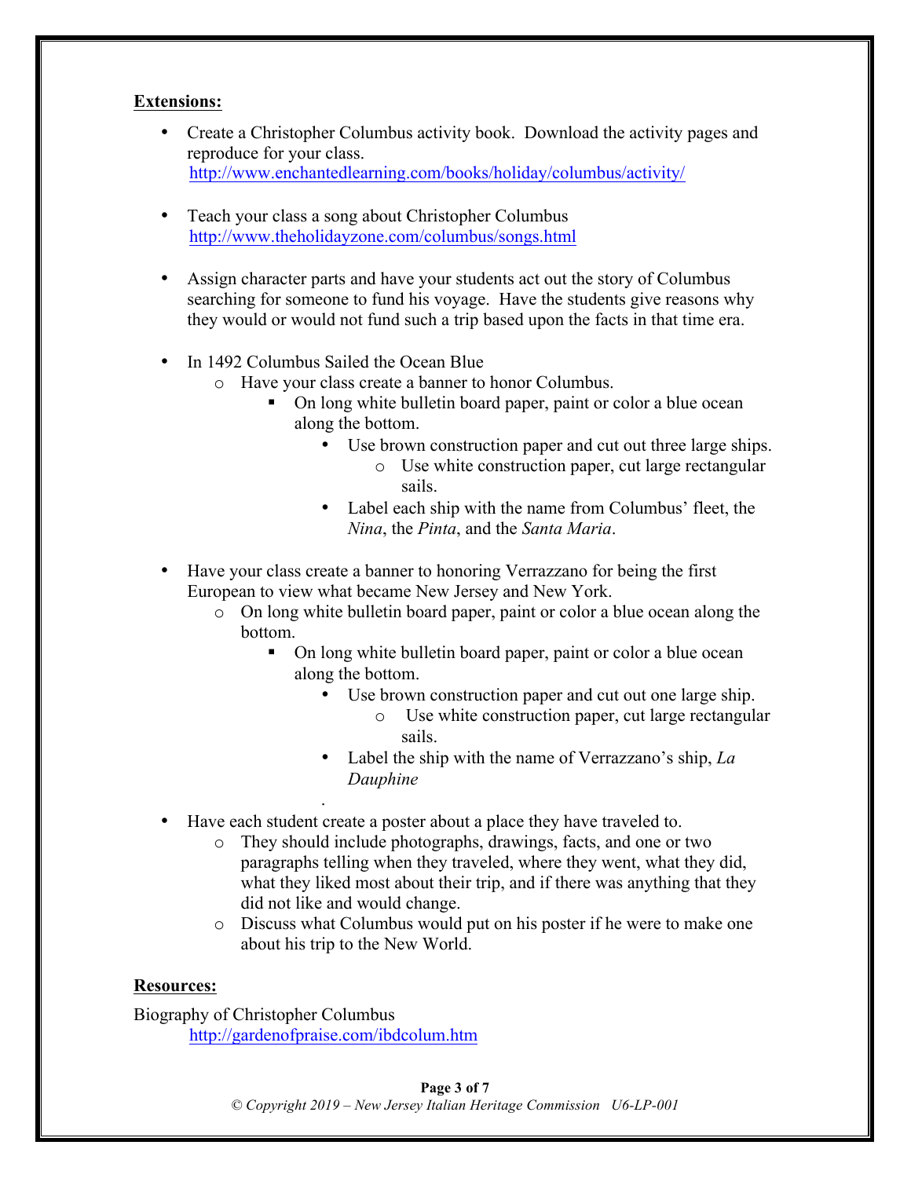**Extensions:**

- Create a Christopher Columbus activity book. Download the activity pages and reproduce for your class.
  http://www.enchantedlearning.com/books/holiday/columbus/activity/

- Teach your class a song about Christopher Columbus
  http://www.theholidayzone.com/columbus/songs.html

- Assign character parts and have your students act out the story of Columbus searching for someone to fund his voyage. Have the students give reasons why they would or would not fund such a trip based upon the facts in that time era.

- In 1492 Columbus Sailed the Ocean Blue
  - Have your class create a banner to honor Columbus.
    - On long white bulletin board paper, paint or color a blue ocean along the bottom.
      - Use brown construction paper and cut out three large ships.
        - Use white construction paper, cut large rectangular sails.
      - Label each ship with the name from Columbus' fleet, the *Nina*, the *Pinta*, and the *Santa Maria*.

- Have your class create a banner to honoring Verrazzano for being the first European to view what became New Jersey and New York.
  - On long white bulletin board paper, paint or color a blue ocean along the bottom.
    - On long white bulletin board paper, paint or color a blue ocean along the bottom.
      - Use brown construction paper and cut out one large ship.
        - Use white construction paper, cut large rectangular sails.
      - Label the ship with the name of Verrazzano's ship, *La Dauphine*

- Have each student create a poster about a place they have traveled to.
  - They should include photographs, drawings, facts, and one or two paragraphs telling when they traveled, where they went, what they did, what they liked most about their trip, and if there was anything that they did not like and would change.
  - Discuss what Columbus would put on his poster if he were to make one about his trip to the New World.

**Resources:**

Biography of Christopher Columbus
http://gardenofpraise.com/ibdcolum.htm

*© Copyright 2019 – New Jersey Italian Heritage Commission U6-LP-001*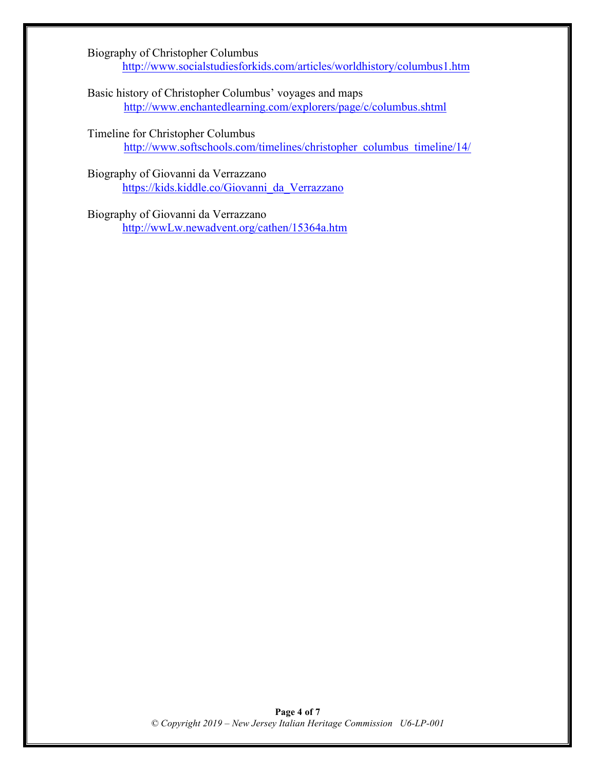Biography of Christopher Columbus
http://www.socialstudiesforkids.com/articles/worldhistory/columbus1.htm

Basic history of Christopher Columbus' voyages and maps
http://www.enchantedlearning.com/explorers/page/c/columbus.shtml

Timeline for Christopher Columbus
http://www.softschools.com/timelines/christopher_columbus_timeline/14/

Biography of Giovanni da Verrazzano
https://kids.kiddle.co/Giovanni_da_Verrazzano

Biography of Giovanni da Verrazzano
http://wwLw.newadvent.org/cathen/15364a.htm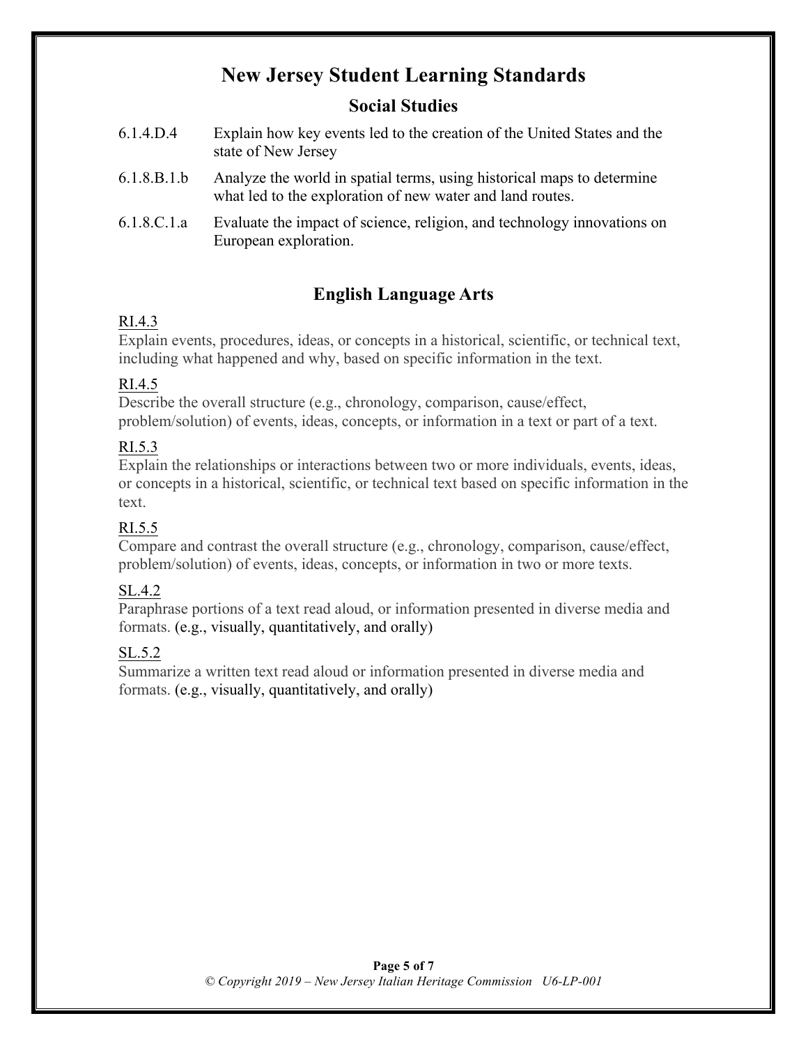# New Jersey Student Learning Standards

## Social Studies

6.1.4.D.4 Explain how key events led to the creation of the United States and the state of New Jersey

6.1.8.B.1.b Analyze the world in spatial terms, using historical maps to determine what led to the exploration of new water and land routes.

6.1.8.C.1.a Evaluate the impact of science, religion, and technology innovations on European exploration.

## English Language Arts

RI.4.3
Explain events, procedures, ideas, or concepts in a historical, scientific, or technical text, including what happened and why, based on specific information in the text.

RI.4.5
Describe the overall structure (e.g., chronology, comparison, cause/effect, problem/solution) of events, ideas, concepts, or information in a text or part of a text.

RI.5.3
Explain the relationships or interactions between two or more individuals, events, ideas, or concepts in a historical, scientific, or technical text based on specific information in the text.

RI.5.5
Compare and contrast the overall structure (e.g., chronology, comparison, cause/effect, problem/solution) of events, ideas, concepts, or information in two or more texts.

SL.4.2
Paraphrase portions of a text read aloud, or information presented in diverse media and formats. (e.g., visually, quantitatively, and orally)

SL.5.2
Summarize a written text read aloud or information presented in diverse media and formats. (e.g., visually, quantitatively, and orally)

*© Copyright 2019 – New Jersey Italian Heritage Commission U6-LP-001*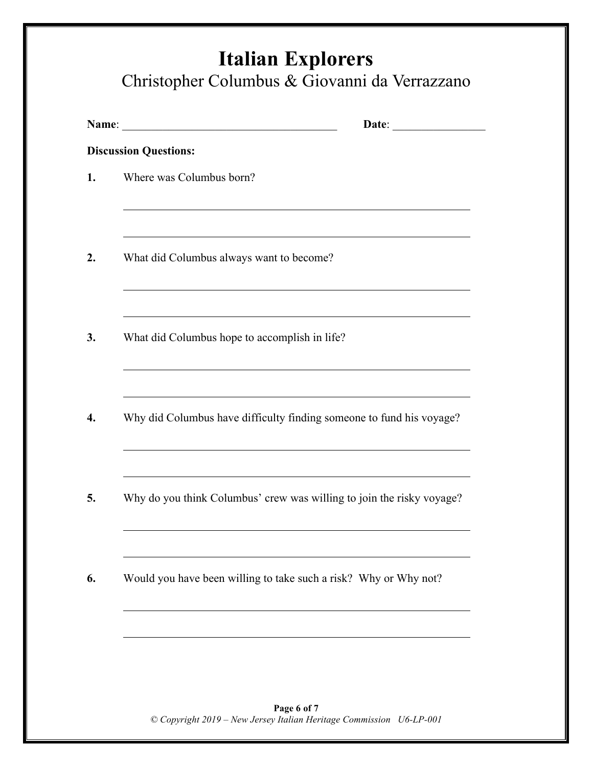# Italian Explorers

## Christopher Columbus & Giovanni da Verrazzano

**Name**: ____________________________________ **Date**: ________________

**Discussion Questions:**

**1.** Where was Columbus born?

_______________________________________________________________

_______________________________________________________________

**2.** What did Columbus always want to become?

_______________________________________________________________

_______________________________________________________________

**3.** What did Columbus hope to accomplish in life?

_______________________________________________________________

_______________________________________________________________

**4.** Why did Columbus have difficulty finding someone to fund his voyage?

_______________________________________________________________

_______________________________________________________________

**5.** Why do you think Columbus' crew was willing to join the risky voyage?

_______________________________________________________________

_______________________________________________________________

**6.** Would you have been willing to take such a risk? Why or Why not?

_______________________________________________________________

_______________________________________________________________

*© Copyright 2019 – New Jersey Italian Heritage Commission U6-LP-001*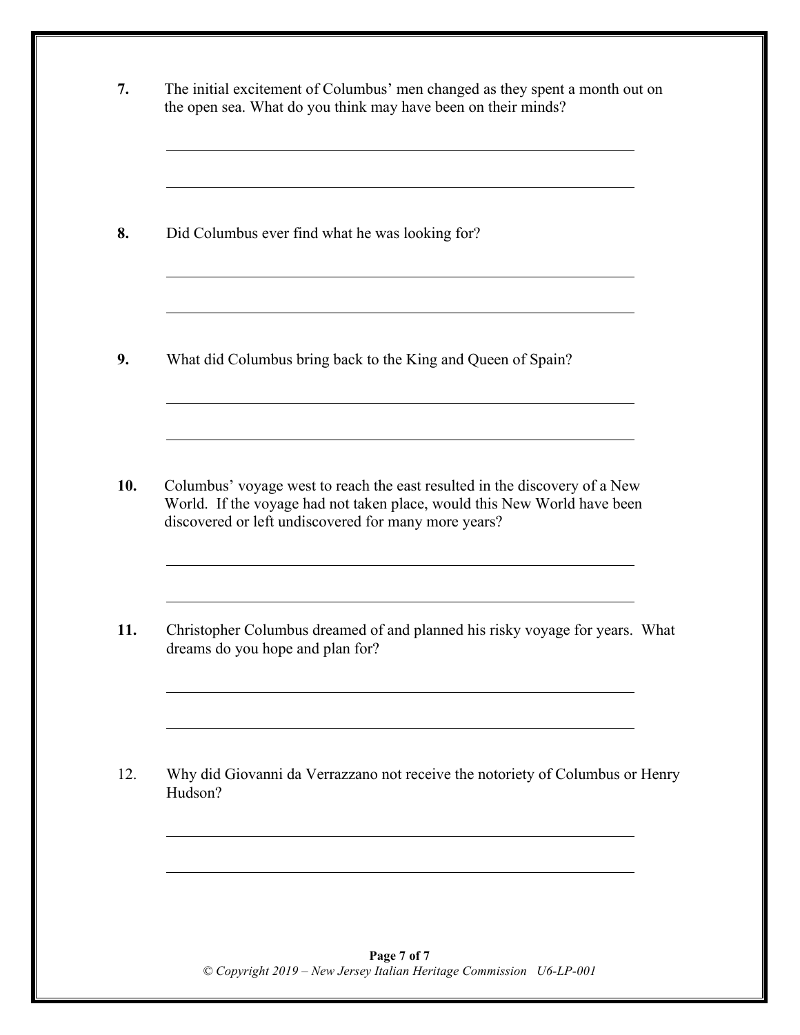**7.** The initial excitement of Columbus' men changed as they spent a month out on the open sea. What do you think may have been on their minds?

______________________________________________________________

______________________________________________________________

**8.** Did Columbus ever find what he was looking for?

______________________________________________________________

______________________________________________________________

**9.** What did Columbus bring back to the King and Queen of Spain?

______________________________________________________________

______________________________________________________________

**10.** Columbus' voyage west to reach the east resulted in the discovery of a New World. If the voyage had not taken place, would this New World have been discovered or left undiscovered for many more years?

______________________________________________________________

______________________________________________________________

**11.** Christopher Columbus dreamed of and planned his risky voyage for years. What dreams do you hope and plan for?

______________________________________________________________

______________________________________________________________

12. Why did Giovanni da Verrazzano not receive the notoriety of Columbus or Henry Hudson?

______________________________________________________________

______________________________________________________________

*© Copyright 2019 – New Jersey Italian Heritage Commission U6-LP-001*